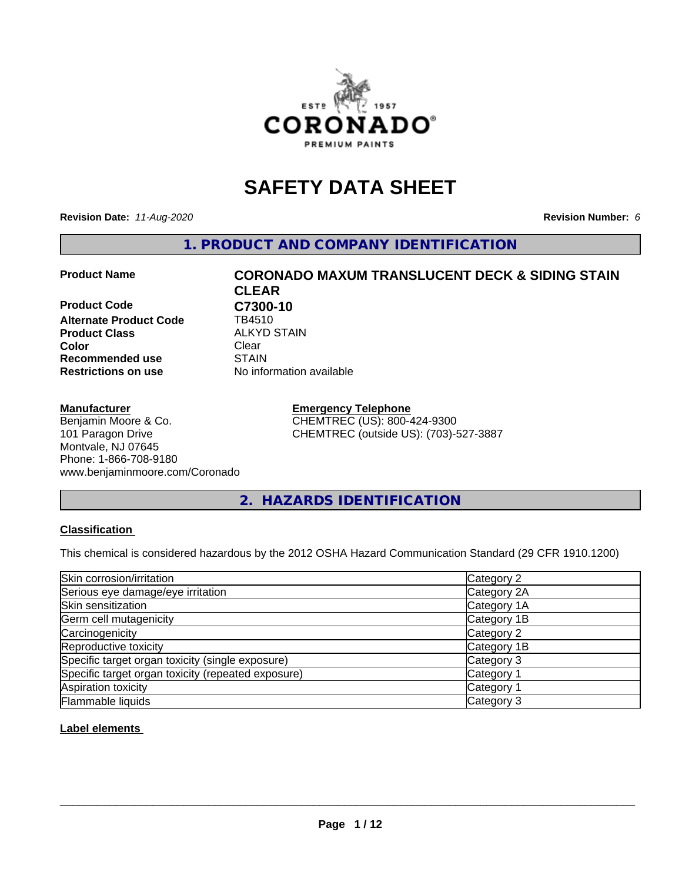# SAFETY DATA SHEET

**Revision Date:** *11-Aug-2020* **Revision Number:** *6*

## 1. PRODUCT AND COMPANY IDENTIFICATION

| | |
|---|---|
| **Product Name** | **CORONADO MAXUM TRANSLUCENT DECK & SIDING STAIN CLEAR** |
| **Product Code** | **C7300-10** |
| **Alternate Product Code** | TB4510 |
| **Product Class** | ALKYD STAIN |
| **Color** | Clear |
| **Recommended use** | STAIN |
| **Restrictions on use** | No information available |

**Manufacturer**
Benjamin Moore & Co.
101 Paragon Drive
Montvale, NJ 07645
Phone: 1-866-708-9180
www.benjaminmoore.com/Coronado

**Emergency Telephone**
CHEMTREC (US): 800-424-9300
CHEMTREC (outside US): (703)-527-3887

## 2. HAZARDS IDENTIFICATION

**Classification**

This chemical is considered hazardous by the 2012 OSHA Hazard Communication Standard (29 CFR 1910.1200)

| | |
|---|---|
| Skin corrosion/irritation | Category 2 |
| Serious eye damage/eye irritation | Category 2A |
| Skin sensitization | Category 1A |
| Germ cell mutagenicity | Category 1B |
| Carcinogenicity | Category 2 |
| Reproductive toxicity | Category 1B |
| Specific target organ toxicity (single exposure) | Category 3 |
| Specific target organ toxicity (repeated exposure) | Category 1 |
| Aspiration toxicity | Category 1 |
| Flammable liquids | Category 3 |

**Label elements**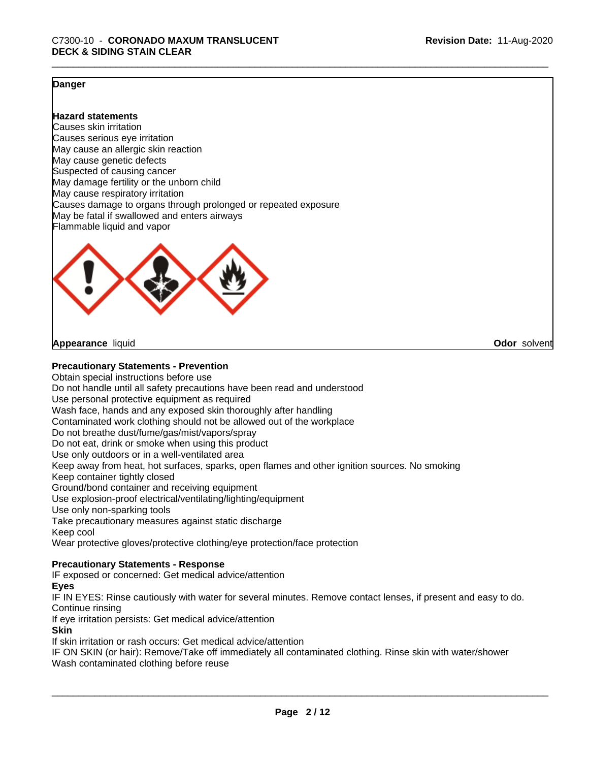**Danger**

**Hazard statements**

Causes skin irritation
Causes serious eye irritation
May cause an allergic skin reaction
May cause genetic defects
Suspected of causing cancer
May damage fertility or the unborn child
May cause respiratory irritation
Causes damage to organs through prolonged or repeated exposure
May be fatal if swallowed and enters airways
Flammable liquid and vapor

**Appearance** liquid **Odor** solvent

**Precautionary Statements - Prevention**

Obtain special instructions before use
Do not handle until all safety precautions have been read and understood
Use personal protective equipment as required
Wash face, hands and any exposed skin thoroughly after handling
Contaminated work clothing should not be allowed out of the workplace
Do not breathe dust/fume/gas/mist/vapors/spray
Do not eat, drink or smoke when using this product
Use only outdoors or in a well-ventilated area
Keep away from heat, hot surfaces, sparks, open flames and other ignition sources. No smoking
Keep container tightly closed
Ground/bond container and receiving equipment
Use explosion-proof electrical/ventilating/lighting/equipment
Use only non-sparking tools
Take precautionary measures against static discharge
Keep cool
Wear protective gloves/protective clothing/eye protection/face protection

**Precautionary Statements - Response**

IF exposed or concerned: Get medical advice/attention

**Eyes**

IF IN EYES: Rinse cautiously with water for several minutes. Remove contact lenses, if present and easy to do. Continue rinsing
If eye irritation persists: Get medical advice/attention

**Skin**

If skin irritation or rash occurs: Get medical advice/attention
IF ON SKIN (or hair): Remove/Take off immediately all contaminated clothing. Rinse skin with water/shower
Wash contaminated clothing before reuse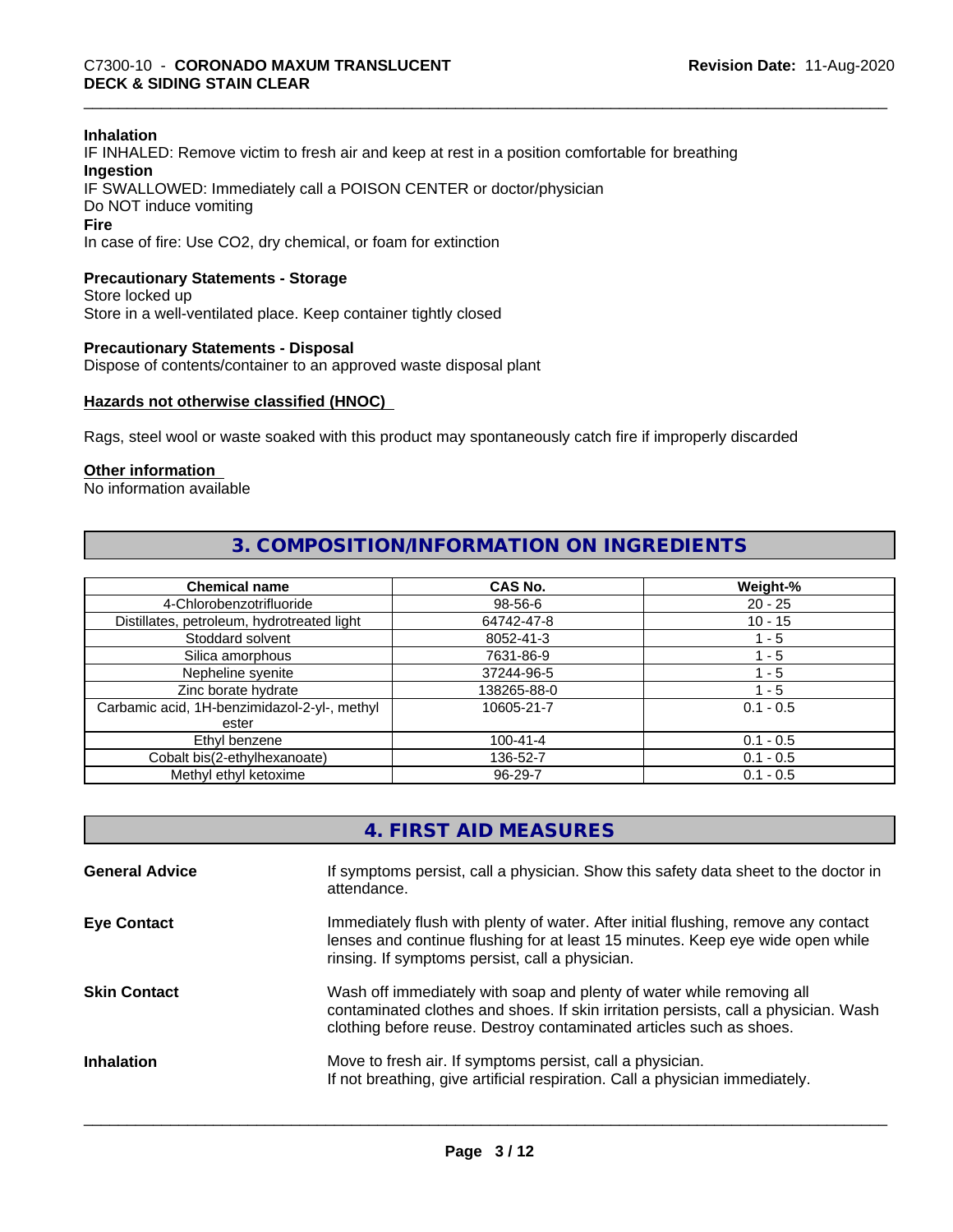**Inhalation**

IF INHALED: Remove victim to fresh air and keep at rest in a position comfortable for breathing

**Ingestion**

IF SWALLOWED: Immediately call a POISON CENTER or doctor/physician
Do NOT induce vomiting

**Fire**

In case of fire: Use CO2, dry chemical, or foam for extinction

**Precautionary Statements - Storage**

Store locked up
Store in a well-ventilated place. Keep container tightly closed

**Precautionary Statements - Disposal**

Dispose of contents/container to an approved waste disposal plant

**Hazards not otherwise classified (HNOC)**

Rags, steel wool or waste soaked with this product may spontaneously catch fire if improperly discarded

**Other information**

No information available

## 3. COMPOSITION/INFORMATION ON INGREDIENTS

| Chemical name | CAS No. | Weight-% |
|---|---|---|
| 4-Chlorobenzotrifluoride | 98-56-6 | 20 - 25 |
| Distillates, petroleum, hydrotreated light | 64742-47-8 | 10 - 15 |
| Stoddard solvent | 8052-41-3 | 1 - 5 |
| Silica amorphous | 7631-86-9 | 1 - 5 |
| Nepheline syenite | 37244-96-5 | 1 - 5 |
| Zinc borate hydrate | 138265-88-0 | 1 - 5 |
| Carbamic acid, 1H-benzimidazol-2-yl-, methyl ester | 10605-21-7 | 0.1 - 0.5 |
| Ethyl benzene | 100-41-4 | 0.1 - 0.5 |
| Cobalt bis(2-ethylhexanoate) | 136-52-7 | 0.1 - 0.5 |
| Methyl ethyl ketoxime | 96-29-7 | 0.1 - 0.5 |

## 4. FIRST AID MEASURES

**General Advice**
If symptoms persist, call a physician. Show this safety data sheet to the doctor in attendance.

**Eye Contact**
Immediately flush with plenty of water. After initial flushing, remove any contact lenses and continue flushing for at least 15 minutes. Keep eye wide open while rinsing. If symptoms persist, call a physician.

**Skin Contact**
Wash off immediately with soap and plenty of water while removing all contaminated clothes and shoes. If skin irritation persists, call a physician. Wash clothing before reuse. Destroy contaminated articles such as shoes.

**Inhalation**
Move to fresh air. If symptoms persist, call a physician.
If not breathing, give artificial respiration. Call a physician immediately.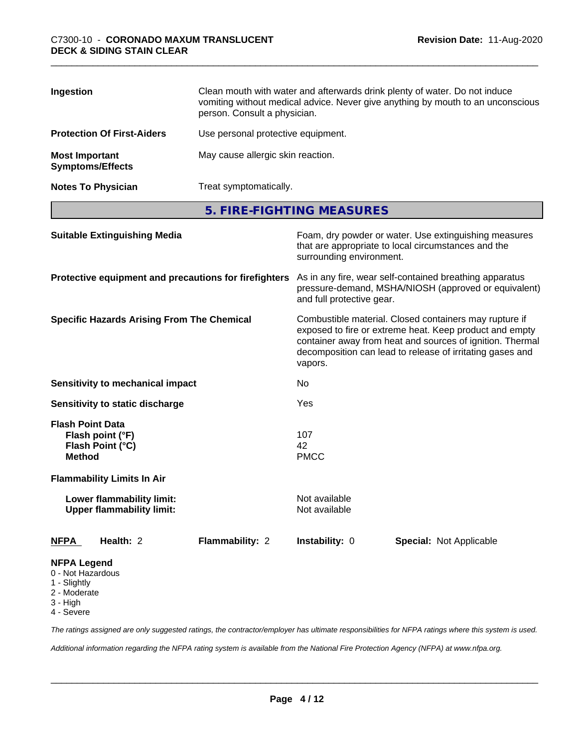| | |
|---|---|
| **Ingestion** | Clean mouth with water and afterwards drink plenty of water. Do not induce vomiting without medical advice. Never give anything by mouth to an unconscious person. Consult a physician. |
| **Protection Of First-Aiders** | Use personal protective equipment. |
| **Most Important Symptoms/Effects** | May cause allergic skin reaction. |
| **Notes To Physician** | Treat symptomatically. |

## 5. FIRE-FIGHTING MEASURES

| | |
|---|---|
| **Suitable Extinguishing Media** | Foam, dry powder or water. Use extinguishing measures that are appropriate to local circumstances and the surrounding environment. |
| **Protective equipment and precautions for firefighters** | As in any fire, wear self-contained breathing apparatus pressure-demand, MSHA/NIOSH (approved or equivalent) and full protective gear. |
| **Specific Hazards Arising From The Chemical** | Combustible material. Closed containers may rupture if exposed to fire or extreme heat. Keep product and empty container away from heat and sources of ignition. Thermal decomposition can lead to release of irritating gases and vapors. |
| **Sensitivity to mechanical impact** | No |
| **Sensitivity to static discharge** | Yes |
| **Flash Point Data** | |
| **Flash point (°F)** | 107 |
| **Flash Point (°C)** | 42 |
| **Method** | PMCC |
| **Flammability Limits In Air** | |
| **Lower flammability limit:** | Not available |
| **Upper flammability limit:** | Not available |

| **NFPA** | **Health:** 2 | **Flammability:** 2 | **Instability:** 0 | **Special:** Not Applicable |
|---|---|---|---|---|

**NFPA Legend**
- 0 - Not Hazardous
- 1 - Slightly
- 2 - Moderate
- 3 - High
- 4 - Severe

*The ratings assigned are only suggested ratings, the contractor/employer has ultimate responsibilities for NFPA ratings where this system is used.*

*Additional information regarding the NFPA rating system is available from the National Fire Protection Agency (NFPA) at www.nfpa.org.*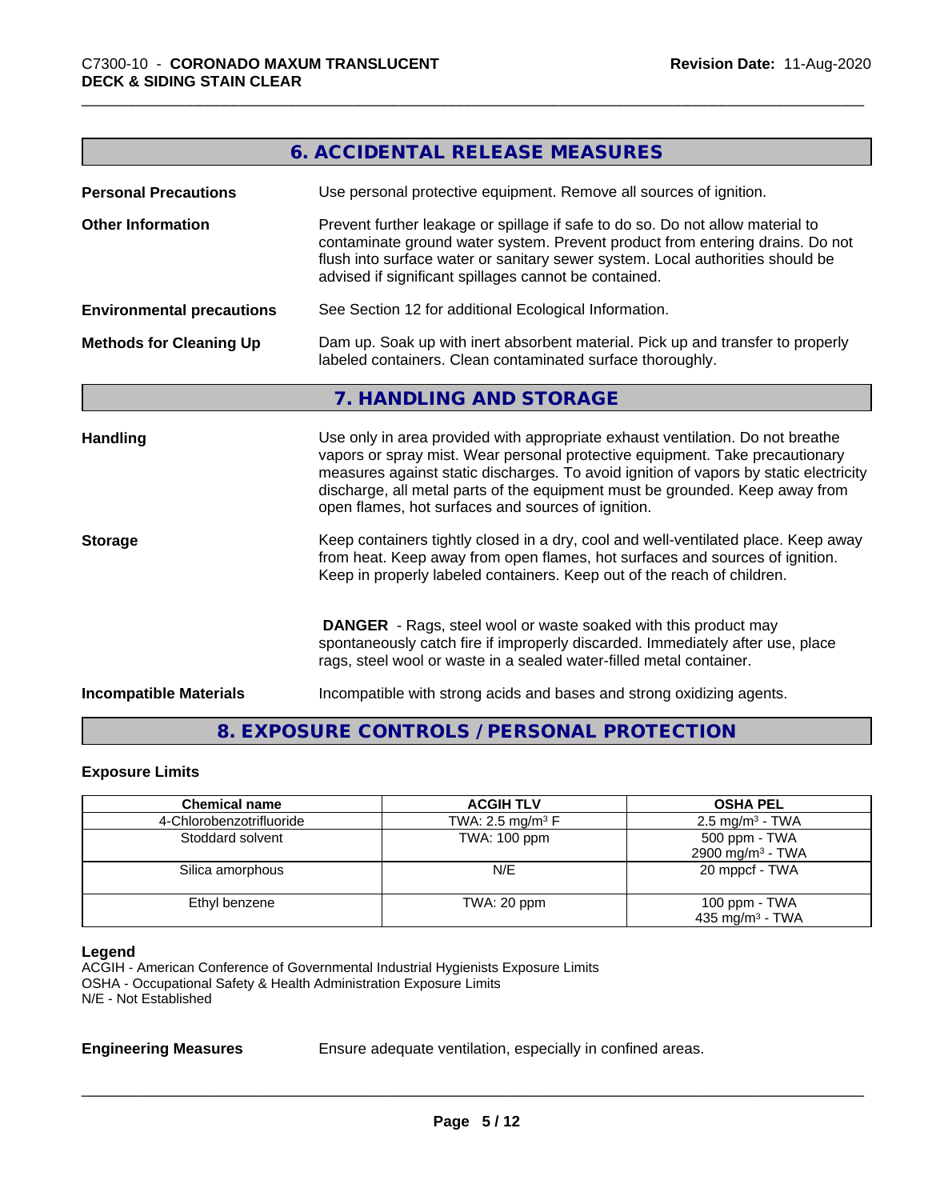## 6. ACCIDENTAL RELEASE MEASURES

**Personal Precautions**
Use personal protective equipment. Remove all sources of ignition.

**Other Information**
Prevent further leakage or spillage if safe to do so. Do not allow material to contaminate ground water system. Prevent product from entering drains. Do not flush into surface water or sanitary sewer system. Local authorities should be advised if significant spillages cannot be contained.

**Environmental precautions**
See Section 12 for additional Ecological Information.

**Methods for Cleaning Up**
Dam up. Soak up with inert absorbent material. Pick up and transfer to properly labeled containers. Clean contaminated surface thoroughly.

## 7. HANDLING AND STORAGE

**Handling**
Use only in area provided with appropriate exhaust ventilation. Do not breathe vapors or spray mist. Wear personal protective equipment. Take precautionary measures against static discharges. To avoid ignition of vapors by static electricity discharge, all metal parts of the equipment must be grounded. Keep away from open flames, hot surfaces and sources of ignition.

**Storage**
Keep containers tightly closed in a dry, cool and well-ventilated place. Keep away from heat. Keep away from open flames, hot surfaces and sources of ignition. Keep in properly labeled containers. Keep out of the reach of children.

**DANGER** - Rags, steel wool or waste soaked with this product may spontaneously catch fire if improperly discarded. Immediately after use, place rags, steel wool or waste in a sealed water-filled metal container.

**Incompatible Materials**
Incompatible with strong acids and bases and strong oxidizing agents.

## 8. EXPOSURE CONTROLS / PERSONAL PROTECTION

### Exposure Limits

| Chemical name | ACGIH TLV | OSHA PEL |
|---|---|---|
| 4-Chlorobenzotrifluoride | TWA: 2.5 mg/m³ F | 2.5 mg/m³ - TWA |
| Stoddard solvent | TWA: 100 ppm | 500 ppm - TWA<br>2900 mg/m³ - TWA |
| Silica amorphous | N/E | 20 mppcf - TWA |
| Ethyl benzene | TWA: 20 ppm | 100 ppm - TWA<br>435 mg/m³ - TWA |

**Legend**
ACGIH - American Conference of Governmental Industrial Hygienists Exposure Limits
OSHA - Occupational Safety & Health Administration Exposure Limits
N/E - Not Established

**Engineering Measures**
Ensure adequate ventilation, especially in confined areas.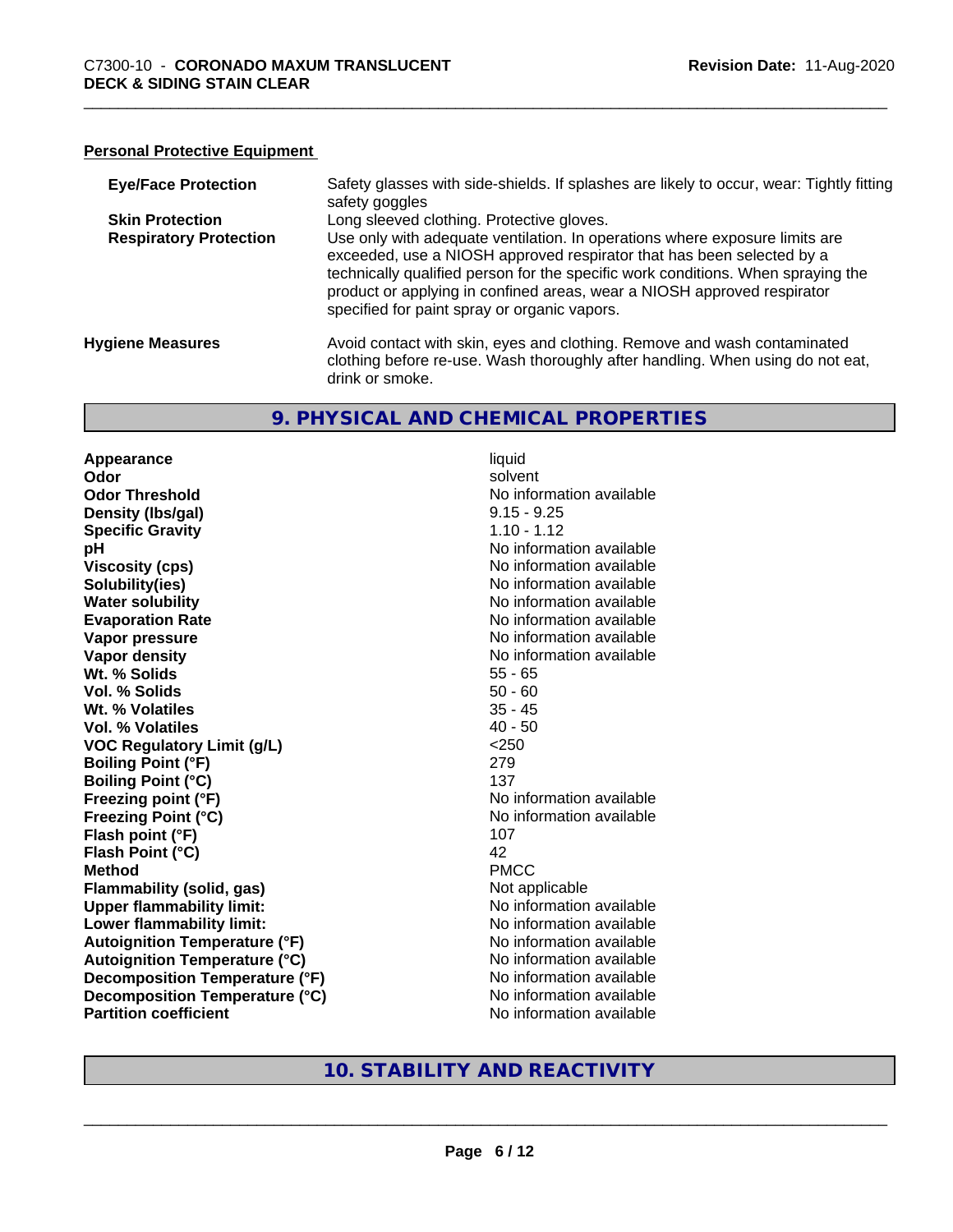**Personal Protective Equipment**

| | |
|---|---|
| **Eye/Face Protection** | Safety glasses with side-shields. If splashes are likely to occur, wear: Tightly fitting safety goggles |
| **Skin Protection** | Long sleeved clothing. Protective gloves. |
| **Respiratory Protection** | Use only with adequate ventilation. In operations where exposure limits are exceeded, use a NIOSH approved respirator that has been selected by a technically qualified person for the specific work conditions. When spraying the product or applying in confined areas, wear a NIOSH approved respirator specified for paint spray or organic vapors. |
| **Hygiene Measures** | Avoid contact with skin, eyes and clothing. Remove and wash contaminated clothing before re-use. Wash thoroughly after handling. When using do not eat, drink or smoke. |

## 9. PHYSICAL AND CHEMICAL PROPERTIES

| | |
|---|---|
| **Appearance** | liquid |
| **Odor** | solvent |
| **Odor Threshold** | No information available |
| **Density (lbs/gal)** | 9.15 - 9.25 |
| **Specific Gravity** | 1.10 - 1.12 |
| **pH** | No information available |
| **Viscosity (cps)** | No information available |
| **Solubility(ies)** | No information available |
| **Water solubility** | No information available |
| **Evaporation Rate** | No information available |
| **Vapor pressure** | No information available |
| **Vapor density** | No information available |
| **Wt. % Solids** | 55 - 65 |
| **Vol. % Solids** | 50 - 60 |
| **Wt. % Volatiles** | 35 - 45 |
| **Vol. % Volatiles** | 40 - 50 |
| **VOC Regulatory Limit (g/L)** | <250 |
| **Boiling Point (°F)** | 279 |
| **Boiling Point (°C)** | 137 |
| **Freezing point (°F)** | No information available |
| **Freezing Point (°C)** | No information available |
| **Flash point (°F)** | 107 |
| **Flash Point (°C)** | 42 |
| **Method** | PMCC |
| **Flammability (solid, gas)** | Not applicable |
| **Upper flammability limit:** | No information available |
| **Lower flammability limit:** | No information available |
| **Autoignition Temperature (°F)** | No information available |
| **Autoignition Temperature (°C)** | No information available |
| **Decomposition Temperature (°F)** | No information available |
| **Decomposition Temperature (°C)** | No information available |
| **Partition coefficient** | No information available |

## 10. STABILITY AND REACTIVITY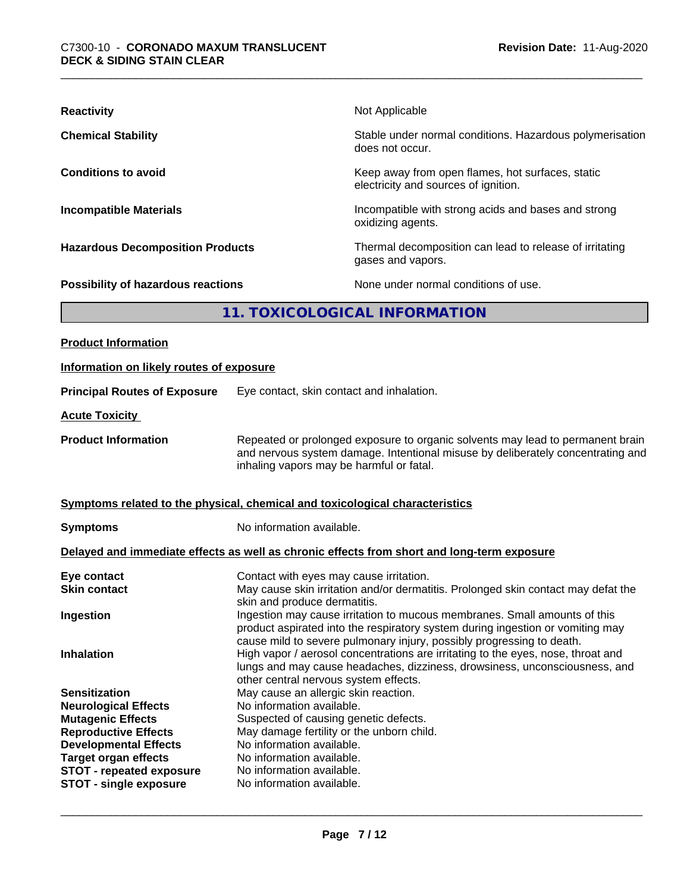| | |
|---|---|
| **Reactivity** | Not Applicable |
| **Chemical Stability** | Stable under normal conditions. Hazardous polymerisation does not occur. |
| **Conditions to avoid** | Keep away from open flames, hot surfaces, static electricity and sources of ignition. |
| **Incompatible Materials** | Incompatible with strong acids and bases and strong oxidizing agents. |
| **Hazardous Decomposition Products** | Thermal decomposition can lead to release of irritating gases and vapors. |
| **Possibility of hazardous reactions** | None under normal conditions of use. |

## 11. TOXICOLOGICAL INFORMATION

**Product Information**

**Information on likely routes of exposure**

**Principal Routes of Exposure** Eye contact, skin contact and inhalation.

**Acute Toxicity**

**Product Information** Repeated or prolonged exposure to organic solvents may lead to permanent brain and nervous system damage. Intentional misuse by deliberately concentrating and inhaling vapors may be harmful or fatal.

**Symptoms related to the physical, chemical and toxicological characteristics**

**Symptoms** No information available.

**Delayed and immediate effects as well as chronic effects from short and long-term exposure**

| | |
|---|---|
| **Eye contact** | Contact with eyes may cause irritation. |
| **Skin contact** | May cause skin irritation and/or dermatitis. Prolonged skin contact may defat the skin and produce dermatitis. |
| **Ingestion** | Ingestion may cause irritation to mucous membranes. Small amounts of this product aspirated into the respiratory system during ingestion or vomiting may cause mild to severe pulmonary injury, possibly progressing to death. |
| **Inhalation** | High vapor / aerosol concentrations are irritating to the eyes, nose, throat and lungs and may cause headaches, dizziness, drowsiness, unconsciousness, and other central nervous system effects. |
| **Sensitization** | May cause an allergic skin reaction. |
| **Neurological Effects** | No information available. |
| **Mutagenic Effects** | Suspected of causing genetic defects. |
| **Reproductive Effects** | May damage fertility or the unborn child. |
| **Developmental Effects** | No information available. |
| **Target organ effects** | No information available. |
| **STOT - repeated exposure** | No information available. |
| **STOT - single exposure** | No information available. |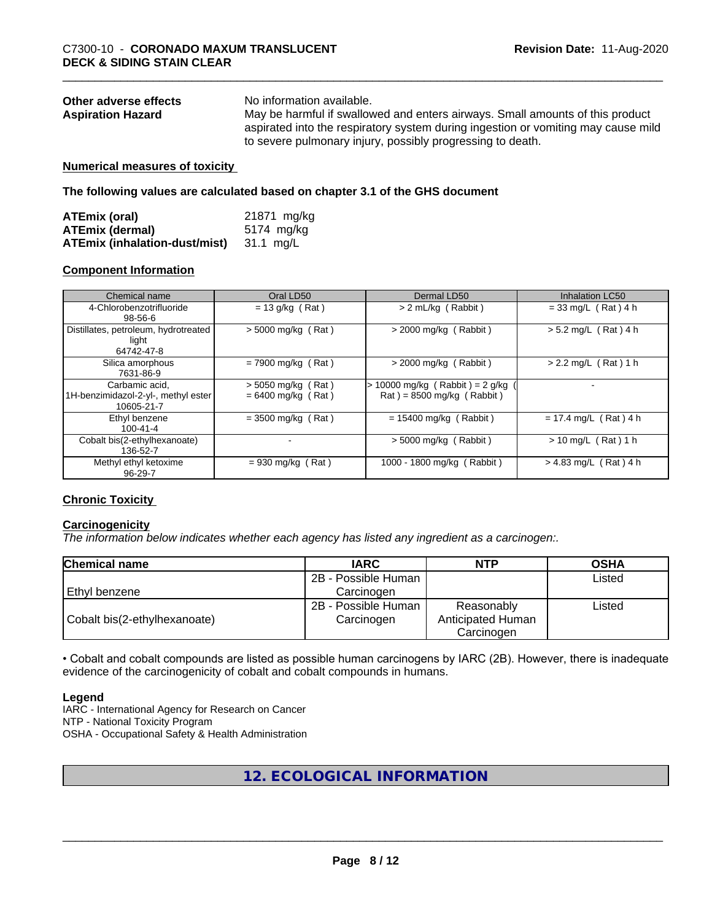**Other adverse effects** No information available.

**Aspiration Hazard** May be harmful if swallowed and enters airways. Small amounts of this product aspirated into the respiratory system during ingestion or vomiting may cause mild to severe pulmonary injury, possibly progressing to death.

**Numerical measures of toxicity**

**The following values are calculated based on chapter 3.1 of the GHS document**

| | |
|---|---|
| **ATEmix (oral)** | 21871 mg/kg |
| **ATEmix (dermal)** | 5174 mg/kg |
| **ATEmix (inhalation-dust/mist)** | 31.1 mg/L |

**Component Information**

| Chemical name | Oral LD50 | Dermal LD50 | Inhalation LC50 |
|---|---|---|---|
| 4-Chlorobenzotrifluoride 98-56-6 | = 13 g/kg ( Rat ) | > 2 mL/kg ( Rabbit ) | = 33 mg/L ( Rat ) 4 h |
| Distillates, petroleum, hydrotreated light 64742-47-8 | > 5000 mg/kg ( Rat ) | > 2000 mg/kg ( Rabbit ) | > 5.2 mg/L ( Rat ) 4 h |
| Silica amorphous 7631-86-9 | = 7900 mg/kg ( Rat ) | > 2000 mg/kg ( Rabbit ) | > 2.2 mg/L ( Rat ) 1 h |
| Carbamic acid, 1H-benzimidazol-2-yl-, methyl ester 10605-21-7 | > 5050 mg/kg ( Rat ) = 6400 mg/kg ( Rat ) | > 10000 mg/kg ( Rabbit ) = 2 g/kg ( Rat ) = 8500 mg/kg ( Rabbit ) | - |
| Ethyl benzene 100-41-4 | = 3500 mg/kg ( Rat ) | = 15400 mg/kg ( Rabbit ) | = 17.4 mg/L ( Rat ) 4 h |
| Cobalt bis(2-ethylhexanoate) 136-52-7 | - | > 5000 mg/kg ( Rabbit ) | > 10 mg/L ( Rat ) 1 h |
| Methyl ethyl ketoxime 96-29-7 | = 930 mg/kg ( Rat ) | 1000 - 1800 mg/kg ( Rabbit ) | > 4.83 mg/L ( Rat ) 4 h |

**Chronic Toxicity**

**Carcinogenicity**

*The information below indicates whether each agency has listed any ingredient as a carcinogen:.*

| Chemical name | IARC | NTP | OSHA |
|---|---|---|---|
| Ethyl benzene | 2B - Possible Human Carcinogen | | Listed |
| Cobalt bis(2-ethylhexanoate) | 2B - Possible Human Carcinogen | Reasonably Anticipated Human Carcinogen | Listed |

• Cobalt and cobalt compounds are listed as possible human carcinogens by IARC (2B). However, there is inadequate evidence of the carcinogenicity of cobalt and cobalt compounds in humans.

**Legend**

IARC - International Agency for Research on Cancer
NTP - National Toxicity Program
OSHA - Occupational Safety & Health Administration

## 12. ECOLOGICAL INFORMATION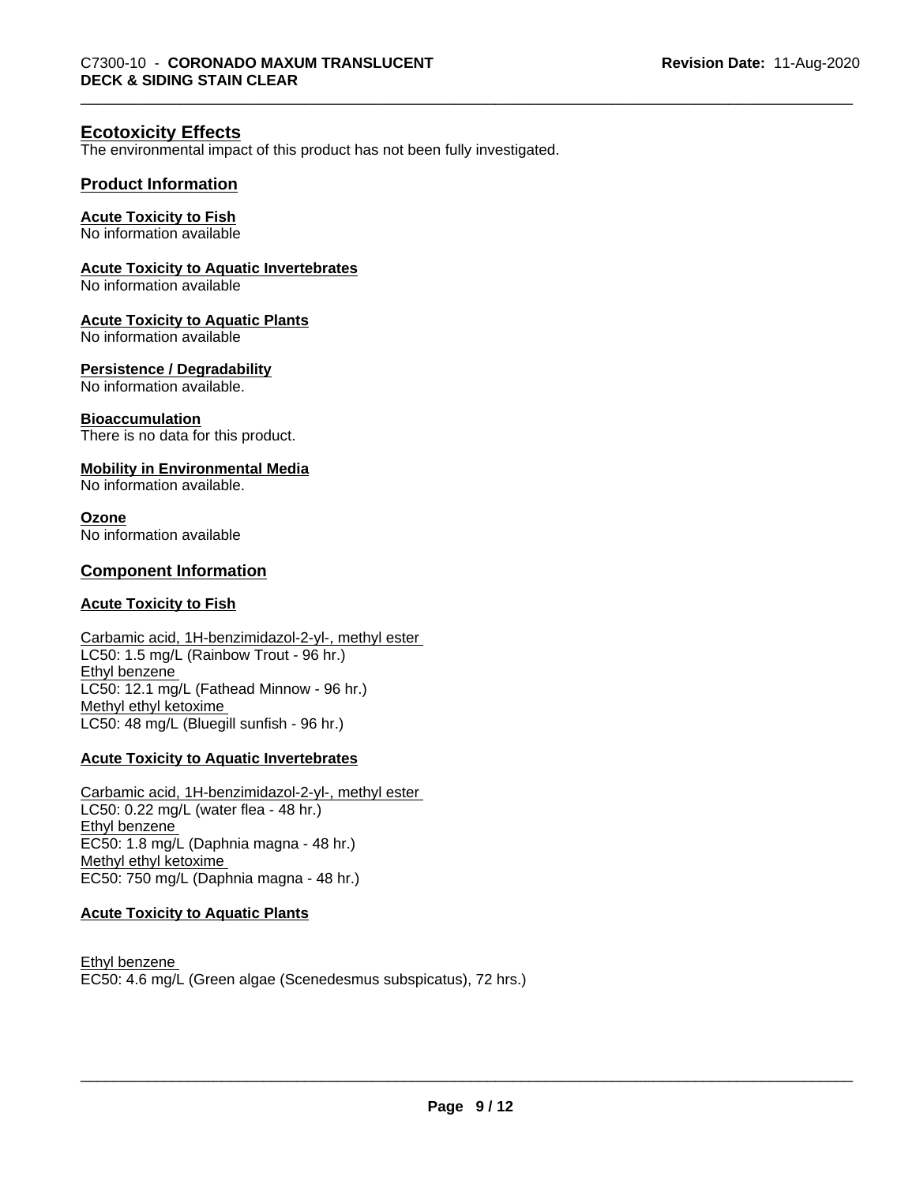## Ecotoxicity Effects

The environmental impact of this product has not been fully investigated.

## Product Information

### Acute Toxicity to Fish

No information available

### Acute Toxicity to Aquatic Invertebrates

No information available

### Acute Toxicity to Aquatic Plants

No information available

### Persistence / Degradability

No information available.

### Bioaccumulation

There is no data for this product.

### Mobility in Environmental Media

No information available.

### Ozone

No information available

## Component Information

### Acute Toxicity to Fish

Carbamic acid, 1H-benzimidazol-2-yl-, methyl ester
LC50: 1.5 mg/L (Rainbow Trout - 96 hr.)
Ethyl benzene
LC50: 12.1 mg/L (Fathead Minnow - 96 hr.)
Methyl ethyl ketoxime
LC50: 48 mg/L (Bluegill sunfish - 96 hr.)

### Acute Toxicity to Aquatic Invertebrates

Carbamic acid, 1H-benzimidazol-2-yl-, methyl ester
LC50: 0.22 mg/L (water flea - 48 hr.)
Ethyl benzene
EC50: 1.8 mg/L (Daphnia magna - 48 hr.)
Methyl ethyl ketoxime
EC50: 750 mg/L (Daphnia magna - 48 hr.)

### Acute Toxicity to Aquatic Plants

Ethyl benzene
EC50: 4.6 mg/L (Green algae (Scenedesmus subspicatus), 72 hrs.)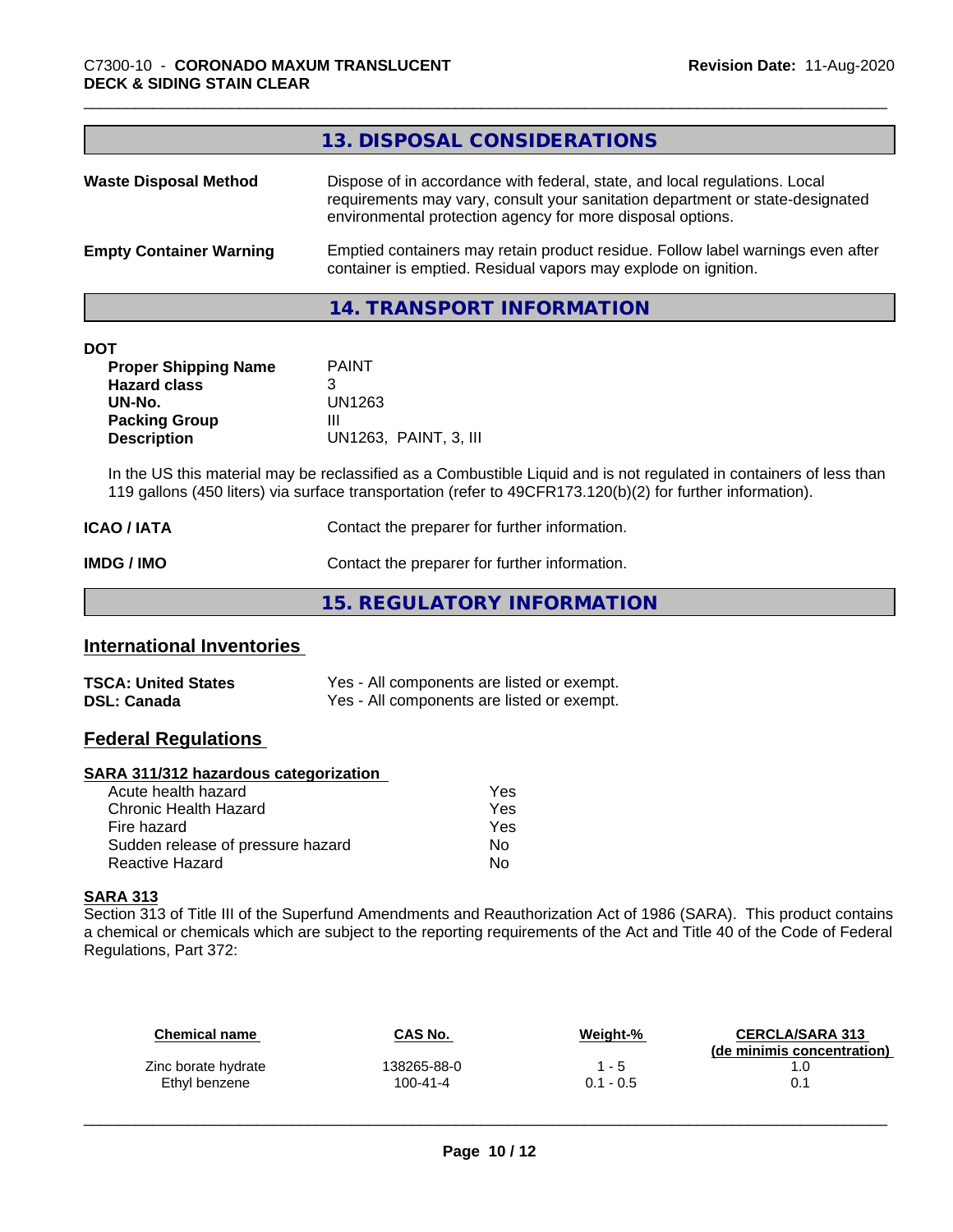## 13. DISPOSAL CONSIDERATIONS

| | |
|---|---|
| **Waste Disposal Method** | Dispose of in accordance with federal, state, and local regulations. Local requirements may vary, consult your sanitation department or state-designated environmental protection agency for more disposal options. |
| **Empty Container Warning** | Emptied containers may retain product residue. Follow label warnings even after container is emptied. Residual vapors may explode on ignition. |

## 14. TRANSPORT INFORMATION

**DOT**

| | |
|---|---|
| **Proper Shipping Name** | PAINT |
| **Hazard class** | 3 |
| **UN-No.** | UN1263 |
| **Packing Group** | III |
| **Description** | UN1263, PAINT, 3, III |

In the US this material may be reclassified as a Combustible Liquid and is not regulated in containers of less than 119 gallons (450 liters) via surface transportation (refer to 49CFR173.120(b)(2) for further information).

| | |
|---|---|
| **ICAO / IATA** | Contact the preparer for further information. |
| **IMDG / IMO** | Contact the preparer for further information. |

## 15. REGULATORY INFORMATION

### International Inventories

| | |
|---|---|
| **TSCA: United States** | Yes - All components are listed or exempt. |
| **DSL: Canada** | Yes - All components are listed or exempt. |

### Federal Regulations

**SARA 311/312 hazardous categorization**

| | |
|---|---|
| Acute health hazard | Yes |
| Chronic Health Hazard | Yes |
| Fire hazard | Yes |
| Sudden release of pressure hazard | No |
| Reactive Hazard | No |

**SARA 313**

Section 313 of Title III of the Superfund Amendments and Reauthorization Act of 1986 (SARA). This product contains a chemical or chemicals which are subject to the reporting requirements of the Act and Title 40 of the Code of Federal Regulations, Part 372:

| Chemical name | CAS No. | Weight-% | CERCLA/SARA 313 (de minimis concentration) |
|---|---|---|---|
| Zinc borate hydrate | 138265-88-0 | 1 - 5 | 1.0 |
| Ethyl benzene | 100-41-4 | 0.1 - 0.5 | 0.1 |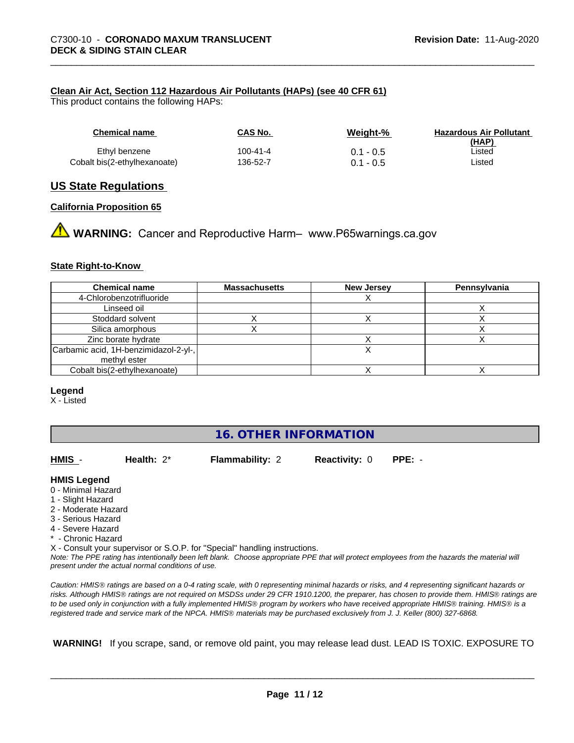**Clean Air Act, Section 112 Hazardous Air Pollutants (HAPs) (see 40 CFR 61)**

This product contains the following HAPs:

| Chemical name | CAS No. | Weight-% | Hazardous Air Pollutant (HAP) |
|---|---|---|---|
| Ethyl benzene | 100-41-4 | 0.1 - 0.5 | Listed |
| Cobalt bis(2-ethylhexanoate) | 136-52-7 | 0.1 - 0.5 | Listed |

## US State Regulations

**California Proposition 65**

⚠ **WARNING:** Cancer and Reproductive Harm– www.P65warnings.ca.gov

**State Right-to-Know**

| Chemical name | Massachusetts | New Jersey | Pennsylvania |
|---|---|---|---|
| 4-Chlorobenzotrifluoride | | X | |
| Linseed oil | | | X |
| Stoddard solvent | X | X | X |
| Silica amorphous | X | | X |
| Zinc borate hydrate | | X | X |
| Carbamic acid, 1H-benzimidazol-2-yl-, methyl ester | | X | |
| Cobalt bis(2-ethylhexanoate) | | X | X |

**Legend**

X - Listed

## 16. OTHER INFORMATION

**HMIS** - **Health:** 2* **Flammability:** 2 **Reactivity:** 0 **PPE:** -

**HMIS Legend**

0 - Minimal Hazard
1 - Slight Hazard
2 - Moderate Hazard
3 - Serious Hazard
4 - Severe Hazard
* - Chronic Hazard
X - Consult your supervisor or S.O.P. for "Special" handling instructions.

*Note: The PPE rating has intentionally been left blank. Choose appropriate PPE that will protect employees from the hazards the material will present under the actual normal conditions of use.*

*Caution: HMIS® ratings are based on a 0-4 rating scale, with 0 representing minimal hazards or risks, and 4 representing significant hazards or risks. Although HMIS® ratings are not required on MSDSs under 29 CFR 1910.1200, the preparer, has chosen to provide them. HMIS® ratings are to be used only in conjunction with a fully implemented HMIS® program by workers who have received appropriate HMIS® training. HMIS® is a registered trade and service mark of the NPCA. HMIS® materials may be purchased exclusively from J. J. Keller (800) 327-6868.*

**WARNING!** If you scrape, sand, or remove old paint, you may release lead dust. LEAD IS TOXIC. EXPOSURE TO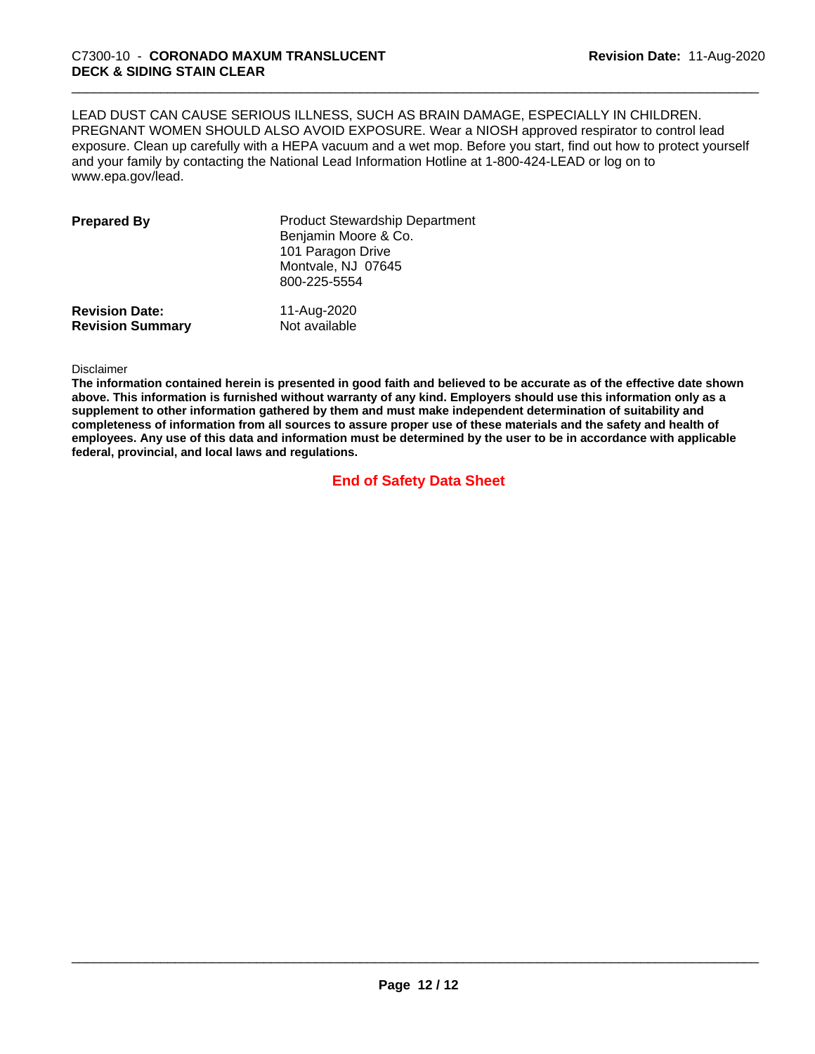LEAD DUST CAN CAUSE SERIOUS ILLNESS, SUCH AS BRAIN DAMAGE, ESPECIALLY IN CHILDREN. PREGNANT WOMEN SHOULD ALSO AVOID EXPOSURE. Wear a NIOSH approved respirator to control lead exposure. Clean up carefully with a HEPA vacuum and a wet mop. Before you start, find out how to protect yourself and your family by contacting the National Lead Information Hotline at 1-800-424-LEAD or log on to www.epa.gov/lead.

| | |
|---|---|
| **Prepared By** | Product Stewardship Department<br>Benjamin Moore & Co.<br>101 Paragon Drive<br>Montvale, NJ 07645<br>800-225-5554 |
| **Revision Date:** | 11-Aug-2020 |
| **Revision Summary** | Not available |

Disclaimer

**The information contained herein is presented in good faith and believed to be accurate as of the effective date shown above. This information is furnished without warranty of any kind. Employers should use this information only as a supplement to other information gathered by them and must make independent determination of suitability and completeness of information from all sources to assure proper use of these materials and the safety and health of employees. Any use of this data and information must be determined by the user to be in accordance with applicable federal, provincial, and local laws and regulations.**

**End of Safety Data Sheet**